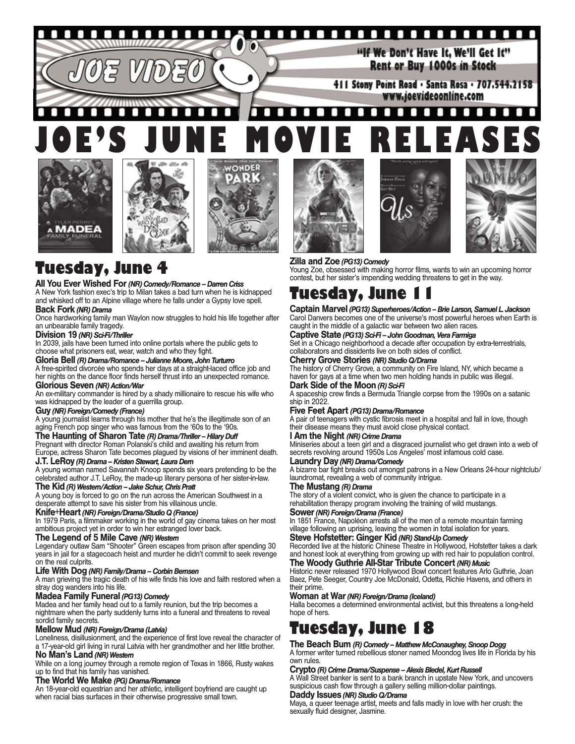# JOE VIDEO

"If We Don't Have It, We'll Get It"
Rent or Buy 1000s in Stock

411 Stony Point Road • Santa Rosa • 707.544.2158
www.joevideoonline.com

# JOE'S JUNE MOVIE RELEASES

## Tuesday, June 4

**All You Ever Wished For** ***(NR) Comedy/Romance – Darren Criss***
A New York fashion exec's trip to Milan takes a bad turn when he is kidnapped and whisked off to an Alpine village where he falls under a Gypsy love spell.

**Back Fork** ***(NR) Drama***
Once hardworking family man Waylon now struggles to hold his life together after an unbearable family tragedy.

**Division 19** ***(NR) Sci-Fi/Thriller***
In 2039, jails have been turned into online portals where the public gets to choose what prisoners eat, wear, watch and who they fight.

**Gloria Bell** ***(R) Drama/Romance – Julianne Moore, John Turturro***
A free-spirited divorcée who spends her days at a straight-laced office job and her nights on the dance floor finds herself thrust into an unexpected romance.

**Glorious Seven** ***(NR) Action/War***
An ex-military commander is hired by a shady millionaire to rescue his wife who was kidnapped by the leader of a guerrilla group.

**Guy** ***(NR) Foreign/Comedy (France)***
A young journalist learns through his mother that he's the illegitimate son of an aging French pop singer who was famous from the '60s to the '90s.

**The Haunting of Sharon Tate** ***(R) Drama/Thriller – Hilary Duff***
Pregnant with director Roman Polanski's child and awaiting his return from Europe, actress Sharon Tate becomes plagued by visions of her imminent death.

**J.T. LeRoy** ***(R) Drama – Kristen Stewart, Laura Dern***
A young woman named Savannah Knoop spends six years pretending to be the celebrated author J.T. LeRoy, the made-up literary persona of her sister-in-law.

**The Kid** ***(R) Western/Action – Jake Schur, Chris Pratt***
A young boy is forced to go on the run across the American Southwest in a desperate attempt to save his sister from his villainous uncle.

**Knife+Heart** ***(NR) Foreign/Drama/Studio Q (France)***
In 1979 Paris, a filmmaker working in the world of gay cinema takes on her most ambitious project yet in order to win her estranged lover back.

**The Legend of 5 Mile Cave** ***(NR) Western***
Legendary outlaw Sam "Shooter" Green escapes from prison after spending 30 years in jail for a stagecoach heist and murder he didn't commit to seek revenge on the real culprits.

**Life With Dog** ***(NR) Family/Drama – Corbin Bernsen***
A man grieving the tragic death of his wife finds his love and faith restored when a stray dog wanders into his life.

**Madea Family Funeral** ***(PG13) Comedy***
Madea and her family head out to a family reunion, but the trip becomes a nightmare when the party suddenly turns into a funeral and threatens to reveal sordid family secrets.

**Mellow Mud** ***(NR) Foreign/Drama (Latvia)***
Loneliness, disillusionment, and the experience of first love reveal the character of a 17-year-old girl living in rural Latvia with her grandmother and her little brother.

**No Man's Land** ***(NR) Western***
While on a long journey through a remote region of Texas in 1866, Rusty wakes up to find that his family has vanished.

**The World We Make** ***(PG) Drama/Romance***
An 18-year-old equestrian and her athletic, intelligent boyfriend are caught up when racial bias surfaces in their otherwise progressive small town.

**Zilla and Zoe** ***(PG13) Comedy***
Young Zoe, obsessed with making horror films, wants to win an upcoming horror contest, but her sister's impending wedding threatens to get in the way.

## Tuesday, June 11

**Captain Marvel** ***(PG13) Superheroes/Action – Brie Larson, Samuel L. Jackson***
Carol Danvers becomes one of the universe's most powerful heroes when Earth is caught in the middle of a galactic war between two alien races.

**Captive State** ***(PG13) Sci-Fi – John Goodman, Vera Farmiga***
Set in a Chicago neighborhood a decade after occupation by extra-terrestrials, collaborators and dissidents live on both sides of conflict.

**Cherry Grove Stories** ***(NR) Studio Q/Drama***
The history of Cherry Grove, a community on Fire Island, NY, which became a haven for gays at a time when two men holding hands in public was illegal.

**Dark Side of the Moon** ***(R) Sci-Fi***
A spaceship crew finds a Bermuda Triangle corpse from the 1990s on a satanic ship in 2022.

**Five Feet Apart** ***(PG13) Drama/Romance***
A pair of teenagers with cystic fibrosis meet in a hospital and fall in love, though their disease means they must avoid close physical contact.

**I Am the Night** ***(NR) Crime Drama***
Miniseries about a teen girl and a disgraced journalist who get drawn into a web of secrets revolving around 1950s Los Angeles' most infamous cold case.

**Laundry Day** ***(NR) Drama/Comedy***
A bizarre bar fight breaks out amongst patrons in a New Orleans 24-hour nightclub/laundromat, revealing a web of community intrigue.

**The Mustang** ***(R) Drama***
The story of a violent convict, who is given the chance to participate in a rehabilitation therapy program involving the training of wild mustangs.

**Sower** ***(NR) Foreign/Drama (France)***
In 1851 France, Napoléon arrests all of the men of a remote mountain farming village following an uprising, leaving the women in total isolation for years.

**Steve Hofstetter: Ginger Kid** ***(NR) Stand-Up Comedy***
Recorded live at the historic Chinese Theatre in Hollywood, Hofstetter takes a dark and honest look at everything from growing up with red hair to population control.

**The Woody Guthrie All-Star Tribute Concert** ***(NR) Music***
Historic never released 1970 Hollywood Bowl concert features Arlo Guthrie, Joan Baez, Pete Seeger, Country Joe McDonald, Odetta, Richie Havens, and others in their prime.

**Woman at War** ***(NR) Foreign/Drama (Iceland)***
Halla becomes a determined environmental activist, but this threatens a long-held hope of hers.

## Tuesday, June 18

**The Beach Bum** ***(R) Comedy – Matthew McConaughey, Snoop Dogg***
A former writer turned rebellious stoner named Moondog lives life in Florida by his own rules.

**Crypto** ***(R) Crime Drama/Suspense – Alexis Bledel, Kurt Russell***
A Wall Street banker is sent to a bank branch in upstate New York, and uncovers suspicious cash flow through a gallery selling million-dollar paintings.

**Daddy Issues** ***(NR) Studio Q/Drama***
Maya, a queer teenage artist, meets and falls madly in love with her crush: the sexually fluid designer, Jasmine.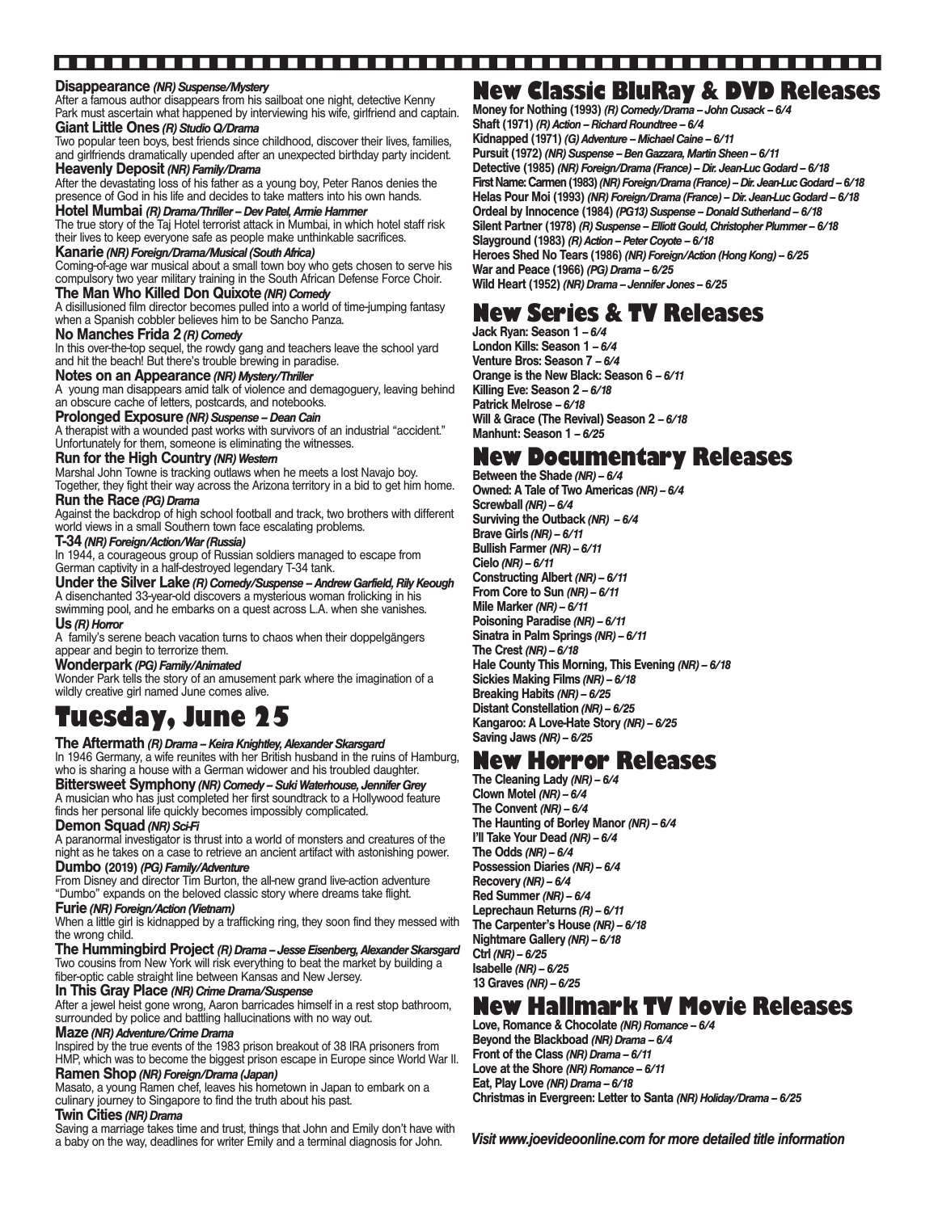**Disappearance** *(NR) Suspense/Mystery*
After a famous author disappears from his sailboat one night, detective Kenny Park must ascertain what happened by interviewing his wife, girlfriend and captain.

**Giant Little Ones** *(R) Studio Q/Drama*
Two popular teen boys, best friends since childhood, discover their lives, families, and girlfriends dramatically upended after an unexpected birthday party incident.

**Heavenly Deposit** *(NR) Family/Drama*
After the devastating loss of his father as a young boy, Peter Ranos denies the presence of God in his life and decides to take matters into his own hands.

**Hotel Mumbai** *(R) Drama/Thriller – Dev Patel, Armie Hammer*
The true story of the Taj Hotel terrorist attack in Mumbai, in which hotel staff risk their lives to keep everyone safe as people make unthinkable sacrifices.

**Kanarie** *(NR) Foreign/Drama/Musical (South Africa)*
Coming-of-age war musical about a small town boy who gets chosen to serve his compulsory two year military training in the South African Defense Force Choir.

**The Man Who Killed Don Quixote** *(NR) Comedy*
A disillusioned film director becomes pulled into a world of time-jumping fantasy when a Spanish cobbler believes him to be Sancho Panza.

**No Manches Frida 2** *(R) Comedy*
In this over-the-top sequel, the rowdy gang and teachers leave the school yard and hit the beach! But there's trouble brewing in paradise.

**Notes on an Appearance** *(NR) Mystery/Thriller*
A young man disappears amid talk of violence and demagoguery, leaving behind an obscure cache of letters, postcards, and notebooks.

**Prolonged Exposure** *(NR) Suspense – Dean Cain*
A therapist with a wounded past works with survivors of an industrial "accident." Unfortunately for them, someone is eliminating the witnesses.

**Run for the High Country** *(NR) Western*
Marshal John Towne is tracking outlaws when he meets a lost Navajo boy. Together, they fight their way across the Arizona territory in a bid to get him home.

**Run the Race** *(PG) Drama*
Against the backdrop of high school football and track, two brothers with different world views in a small Southern town face escalating problems.

**T-34** *(NR) Foreign/Action/War (Russia)*
In 1944, a courageous group of Russian soldiers managed to escape from German captivity in a half-destroyed legendary T-34 tank.

**Under the Silver Lake** *(R) Comedy/Suspense – Andrew Garfield, Rily Keough*
A disenchanted 33-year-old discovers a mysterious woman frolicking in his swimming pool, and he embarks on a quest across L.A. when she vanishes.

**Us** *(R) Horror*
A family's serene beach vacation turns to chaos when their doppelgängers appear and begin to terrorize them.

**Wonderpark** *(PG) Family/Animated*
Wonder Park tells the story of an amusement park where the imagination of a wildly creative girl named June comes alive.

# Tuesday, June 25

**The Aftermath** *(R) Drama – Keira Knightley, Alexander Skarsgard*
In 1946 Germany, a wife reunites with her British husband in the ruins of Hamburg, who is sharing a house with a German widower and his troubled daughter.

**Bittersweet Symphony** *(NR) Comedy – Suki Waterhouse, Jennifer Grey*
A musician who has just completed her first soundtrack to a Hollywood feature finds her personal life quickly becomes impossibly complicated.

**Demon Squad** *(NR) Sci-Fi*
A paranormal investigator is thrust into a world of monsters and creatures of the night as he takes on a case to retrieve an ancient artifact with astonishing power.

**Dumbo (2019)** *(PG) Family/Adventure*
From Disney and director Tim Burton, the all-new grand live-action adventure "Dumbo" expands on the beloved classic story where dreams take flight.

**Furie** *(NR) Foreign/Action (Vietnam)*
When a little girl is kidnapped by a trafficking ring, they soon find they messed with the wrong child.

**The Hummingbird Project** *(R) Drama – Jesse Eisenberg, Alexander Skarsgard*
Two cousins from New York will risk everything to beat the market by building a fiber-optic cable straight line between Kansas and New Jersey.

**In This Gray Place** *(NR) Crime Drama/Suspense*
After a jewel heist gone wrong, Aaron barricades himself in a rest stop bathroom, surrounded by police and battling hallucinations with no way out.

**Maze** *(NR) Adventure/Crime Drama*
Inspired by the true events of the 1983 prison breakout of 38 IRA prisoners from HMP, which was to become the biggest prison escape in Europe since World War II.

**Ramen Shop** *(NR) Foreign/Drama (Japan)*
Masato, a young Ramen chef, leaves his hometown in Japan to embark on a culinary journey to Singapore to find the truth about his past.

**Twin Cities** *(NR) Drama*
Saving a marriage takes time and trust, things that John and Emily don't have with a baby on the way, deadlines for writer Emily and a terminal diagnosis for John.

# New Classic BluRay & DVD Releases

**Money for Nothing (1993)** *(R) Comedy/Drama – John Cusack – 6/4*
**Shaft (1971)** *(R) Action – Richard Roundtree – 6/4*
**Kidnapped (1971)** *(G) Adventure – Michael Caine – 6/11*
**Pursuit (1972)** *(NR) Suspense – Ben Gazzara, Martin Sheen – 6/11*
**Detective (1985)** *(NR) Foreign/Drama (France) – Dir. Jean-Luc Godard – 6/18*
**First Name: Carmen (1983)** *(NR) Foreign/Drama (France) – Dir. Jean-Luc Godard – 6/18*
**Helas Pour Moi (1993)** *(NR) Foreign/Drama (France) – Dir. Jean-Luc Godard – 6/18*
**Ordeal by Innocence (1984)** *(PG13) Suspense – Donald Sutherland – 6/18*
**Silent Partner (1978)** *(R) Suspense – Elliott Gould, Christopher Plummer – 6/18*
**Slayground (1983)** *(R) Action – Peter Coyote – 6/18*
**Heroes Shed No Tears (1986)** *(NR) Foreign/Action (Hong Kong) – 6/25*
**War and Peace (1966)** *(PG) Drama – 6/25*
**Wild Heart (1952)** *(NR) Drama – Jennifer Jones – 6/25*

# New Series & TV Releases

**Jack Ryan: Season 1** *– 6/4*
**London Kills: Season 1** *– 6/4*
**Venture Bros: Season 7** *– 6/4*
**Orange is the New Black: Season 6** *– 6/11*
**Killing Eve: Season 2** *– 6/18*
**Patrick Melrose** *– 6/18*
**Will & Grace (The Revival) Season 2** *– 6/18*
**Manhunt: Season 1** *– 6/25*

# New Documentary Releases

**Between the Shade** *(NR) – 6/4*
**Owned: A Tale of Two Americas** *(NR) – 6/4*
**Screwball** *(NR) – 6/4*
**Surviving the Outback** *(NR) – 6/4*
**Brave Girls** *(NR) – 6/11*
**Bullish Farmer** *(NR) – 6/11*
**Cielo** *(NR) – 6/11*
**Constructing Albert** *(NR) – 6/11*
**From Core to Sun** *(NR) – 6/11*
**Mile Marker** *(NR) – 6/11*
**Poisoning Paradise** *(NR) – 6/11*
**Sinatra in Palm Springs** *(NR) – 6/11*
**The Crest** *(NR) – 6/18*
**Hale County This Morning, This Evening** *(NR) – 6/18*
**Sickies Making Films** *(NR) – 6/18*
**Breaking Habits** *(NR) – 6/25*
**Distant Constellation** *(NR) – 6/25*
**Kangaroo: A Love-Hate Story** *(NR) – 6/25*
**Saving Jaws** *(NR) – 6/25*

# New Horror Releases

**The Cleaning Lady** *(NR) – 6/4*
**Clown Motel** *(NR) – 6/4*
**The Convent** *(NR) – 6/4*
**The Haunting of Borley Manor** *(NR) – 6/4*
**I'll Take Your Dead** *(NR) – 6/4*
**The Odds** *(NR) – 6/4*
**Possession Diaries** *(NR) – 6/4*
**Recovery** *(NR) – 6/4*
**Red Summer** *(NR) – 6/4*
**Leprechaun Returns** *(R) – 6/11*
**The Carpenter's House** *(NR) – 6/18*
**Nightmare Gallery** *(NR) – 6/18*
**Ctrl** *(NR) – 6/25*
**Isabelle** *(NR) – 6/25*
**13 Graves** *(NR) – 6/25*

# New Hallmark TV Movie Releases

**Love, Romance & Chocolate** *(NR) Romance – 6/4*
**Beyond the Blackboad** *(NR) Drama – 6/4*
**Front of the Class** *(NR) Drama – 6/11*
**Love at the Shore** *(NR) Romance – 6/11*
**Eat, Play Love** *(NR) Drama – 6/18*
**Christmas in Evergreen: Letter to Santa** *(NR) Holiday/Drama – 6/25*

***Visit www.joevideoonline.com for more detailed title information***